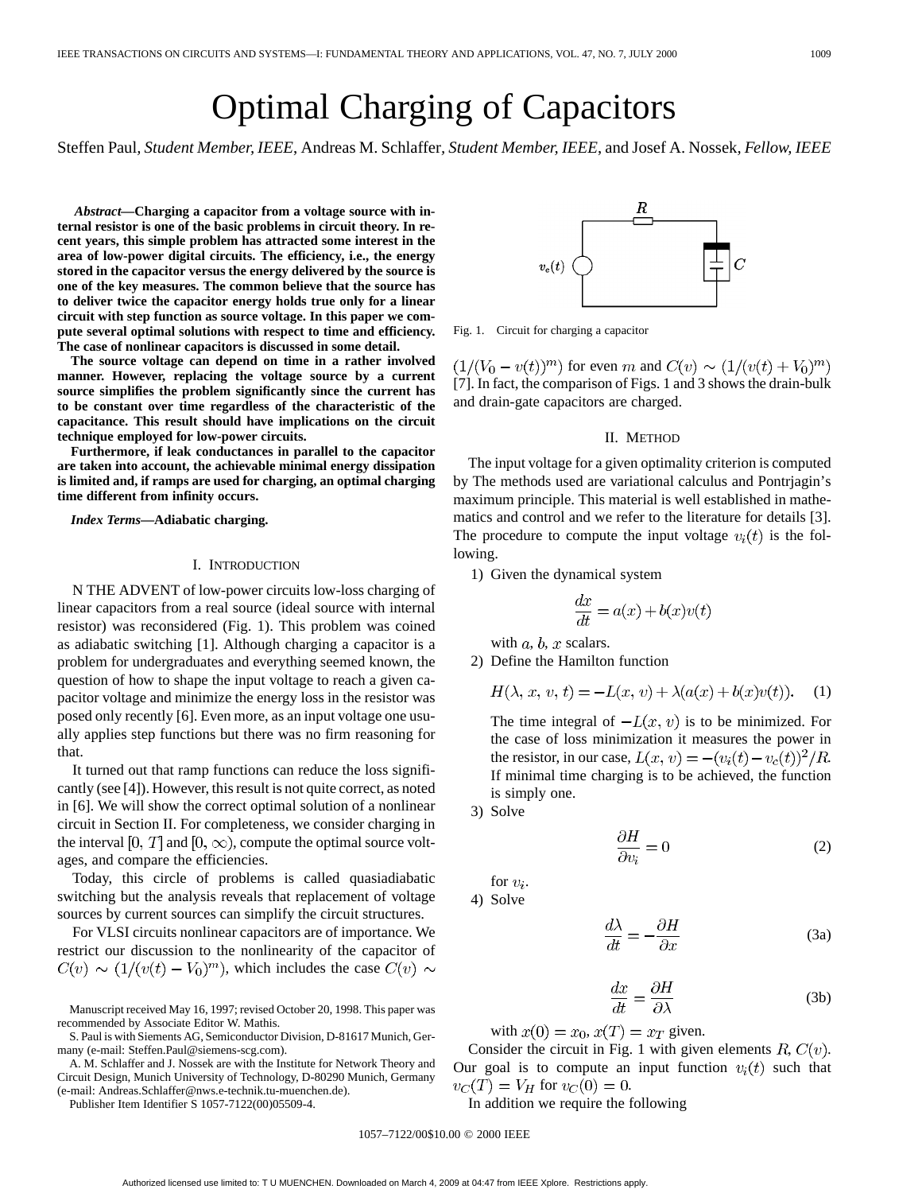# Optimal Charging of Capacitors

Steffen Paul, *Student Member, IEEE*, Andreas M. Schlaffer, *Student Member, IEEE*, and Josef A. Nossek, *Fellow, IEEE*

***Abstract*—Charging a capacitor from a voltage source with internal resistor is one of the basic problems in circuit theory. In recent years, this simple problem has attracted some interest in the area of low-power digital circuits. The efficiency, i.e., the energy stored in the capacitor versus the energy delivered by the source is one of the key measures. The common believe that the source has to deliver twice the capacitor energy holds true only for a linear circuit with step function as source voltage. In this paper we compute several optimal solutions with respect to time and efficiency. The case of nonlinear capacitors is discussed in some detail.**

**The source voltage can depend on time in a rather involved manner. However, replacing the voltage source by a current source simplifies the problem significantly since the current has to be constant over time regardless of the characteristic of the capacitance. This result should have implications on the circuit technique employed for low-power circuits.**

**Furthermore, if leak conductances in parallel to the capacitor are taken into account, the achievable minimal energy dissipation is limited and, if ramps are used for charging, an optimal charging time different from infinity occurs.**

***Index Terms*—Adiabatic charging.**

## I. Introduction

N THE ADVENT of low-power circuits low-loss charging of linear capacitors from a real source (ideal source with internal resistor) was reconsidered (Fig. 1). This problem was coined as adiabatic switching [1]. Although charging a capacitor is a problem for undergraduates and everything seemed known, the question of how to shape the input voltage to reach a given capacitor voltage and minimize the energy loss in the resistor was posed only recently [6]. Even more, as an input voltage one usually applies step functions but there was no firm reasoning for that.

It turned out that ramp functions can reduce the loss significantly (see [4]). However, this result is not quite correct, as noted in [6]. We will show the correct optimal solution of a nonlinear circuit in Section II. For completeness, we consider charging in the interval $[0, T]$ and $[0, \infty)$, compute the optimal source voltages, and compare the efficiencies.

Today, this circle of problems is called quasiadiabatic switching but the analysis reveals that replacement of voltage sources by current sources can simplify the circuit structures.

For VLSI circuits nonlinear capacitors are of importance. We restrict our discussion to the nonlinearity of the capacitor of $C(v) \sim (1/(v(t) - V_0)^m)$, which includes the case $C(v) \sim (1/(V_0 - v(t))^m)$ for even $m$ and $C(v) \sim (1/(v(t) + V_0)^m)$ [7]. In fact, the comparison of Figs. 1 and 3 shows the drain-bulk and drain-gate capacitors are charged.

Manuscript received May 16, 1997; revised October 20, 1998. This paper was recommended by Associate Editor W. Mathis.

S. Paul is with Siemens AG, Semiconductor Division, D-81617 Munich, Germany (e-mail: Steffen.Paul@siemens-scg.com).

A. M. Schlaffer and J. Nossek are with the Institute for Network Theory and Circuit Design, Munich University of Technology, D-80290 Munich, Germany (e-mail: Andreas.Schlaffer@nws.e-technik.tu-muenchen.de).

Publisher Item Identifier S 1057-7122(00)05509-4.

Fig. 1. Circuit for charging a capacitor

## II. Method

The input voltage for a given optimality criterion is computed by The methods used are variational calculus and Pontrjagin's maximum principle. This material is well established in mathematics and control and we refer to the literature for details [3]. The procedure to compute the input voltage $v_i(t)$ is the following.

1) Given the dynamical system

$$\frac{dx}{dt} = a(x) + b(x)v(t)$$

with $a, b, x$ scalars.

2) Define the Hamilton function

$$H(\lambda, x, v, t) = -L(x, v) + \lambda(a(x) + b(x)v(t)). \quad (1)$$

The time integral of $-L(x, v)$ is to be minimized. For the case of loss minimization it measures the power in the resistor, in our case, $L(x, v) = -(v_i(t) - v_c(t))^2/R$. If minimal time charging is to be achieved, the function is simply one.

3) Solve

$$\frac{\partial H}{\partial v_i} = 0 \quad (2)$$

for $v_i$.

4) Solve

$$\frac{d\lambda}{dt} = -\frac{\partial H}{\partial x} \quad (3a)$$

$$\frac{dx}{dt} = \frac{\partial H}{\partial \lambda} \quad (3b)$$

with $x(0) = x_0, x(T) = x_T$ given.

Consider the circuit in Fig. 1 with given elements $R, C(v)$. Our goal is to compute an input function $v_i(t)$ such that $v_C(T) = V_H$ for $v_C(0) = 0$.

In addition we require the following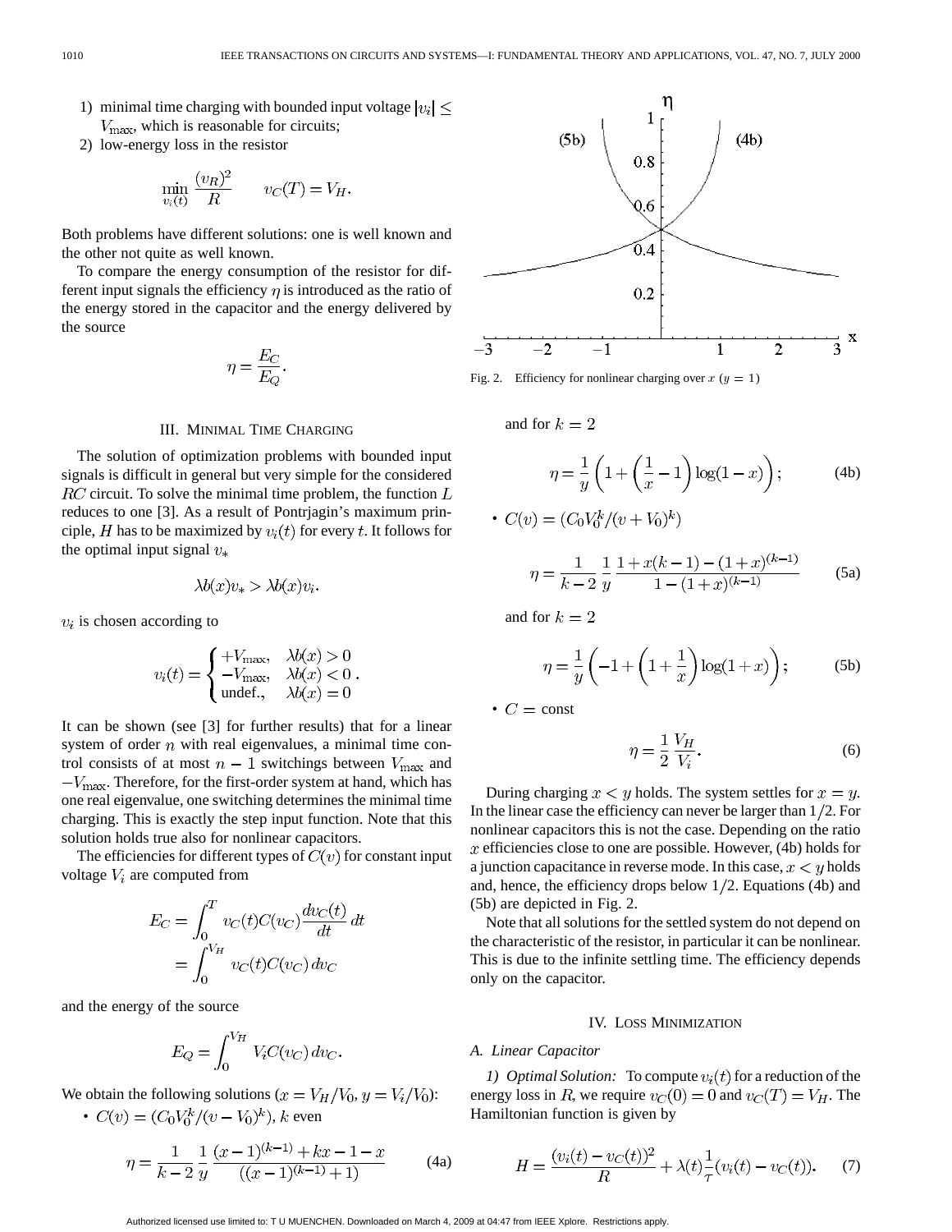1) minimal time charging with bounded input voltage $|v_i| \le V_{\max}$, which is reasonable for circuits;
2) low-energy loss in the resistor

$$\min_{v_i(t)} \frac{(v_R)^2}{R} \qquad v_C(T) = V_H.$$

Both problems have different solutions: one is well known and the other not quite as well known.

To compare the energy consumption of the resistor for different input signals the efficiency $\eta$ is introduced as the ratio of the energy stored in the capacitor and the energy delivered by the source

$$\eta = \frac{E_C}{E_Q}.$$

## III. Minimal Time Charging

The solution of optimization problems with bounded input signals is difficult in general but very simple for the considered $RC$ circuit. To solve the minimal time problem, the function $L$ reduces to one [3]. As a result of Pontrjagin's maximum principle, $H$ has to be maximized by $v_i(t)$ for every $t$. It follows for the optimal input signal $v_*$

$$\lambda b(x) v_* > \lambda b(x) v_i.$$

$v_i$ is chosen according to

$$v_i(t) = \begin{cases} +V_{\max}, & \lambda b(x) > 0 \\ -V_{\max}, & \lambda b(x) < 0 \\ \text{undef.}, & \lambda b(x) = 0 \end{cases}.$$

It can be shown (see [3] for further results) that for a linear system of order $n$ with real eigenvalues, a minimal time control consists of at most $n-1$ switchings between $V_{\max}$ and $-V_{\max}$. Therefore, for the first-order system at hand, which has one real eigenvalue, one switching determines the minimal time charging. This is exactly the step input function. Note that this solution holds true also for nonlinear capacitors.

The efficiencies for different types of $C(v)$ for constant input voltage $V_i$ are computed from

$$E_C = \int_0^T v_C(t) C(v_C) \frac{dv_C(t)}{dt}\, dt = \int_0^{V_H} v_C(t) C(v_C)\, dv_C$$

and the energy of the source

$$E_Q = \int_0^{V_H} V_i C(v_C)\, dv_C.$$

We obtain the following solutions ($x = V_H/V_0, y = V_i/V_0$):

- $C(v) = (C_0 V_0^k/(v - V_0)^k)$, $k$ even

$$\eta = \frac{1}{k-2} \frac{1}{y} \frac{(x-1)^{(k-1)} + kx - 1 - x}{((x-1)^{(k-1)} + 1)} \tag{4a}$$

and for $k = 2$

$$\eta = \frac{1}{y}\left(1 + \left(\frac{1}{x} - 1\right)\log(1-x)\right); \tag{4b}$$

- $C(v) = (C_0 V_0^k/(v + V_0)^k)$

$$\eta = \frac{1}{k-2} \frac{1}{y} \frac{1 + x(k-1) - (1+x)^{(k-1)}}{1 - (1+x)^{(k-1)}} \tag{5a}$$

and for $k = 2$

$$\eta = \frac{1}{y}\left(-1 + \left(1 + \frac{1}{x}\right)\log(1+x)\right); \tag{5b}$$

- $C = \text{const}$

$$\eta = \frac{1}{2} \frac{V_H}{V_i}. \tag{6}$$

Fig. 2. Efficiency for nonlinear charging over $x$ ($y = 1$)

During charging $x < y$ holds. The system settles for $x = y$. In the linear case the efficiency can never be larger than $1/2$. For nonlinear capacitors this is not the case. Depending on the ratio $x$ efficiencies close to one are possible. However, (4b) holds for a junction capacitance in reverse mode. In this case, $x < y$ holds and, hence, the efficiency drops below $1/2$. Equations (4b) and (5b) are depicted in Fig. 2.

Note that all solutions for the settled system do not depend on the characteristic of the resistor, in particular it can be nonlinear. This is due to the infinite settling time. The efficiency depends only on the capacitor.

## IV. Loss Minimization

### A. Linear Capacitor

*1) Optimal Solution:* To compute $v_i(t)$ for a reduction of the energy loss in $R$, we require $v_C(0) = 0$ and $v_C(T) = V_H$. The Hamiltonian function is given by

$$H = \frac{(v_i(t) - v_C(t))^2}{R} + \lambda(t) \frac{1}{\tau}(v_i(t) - v_C(t)). \tag{7}$$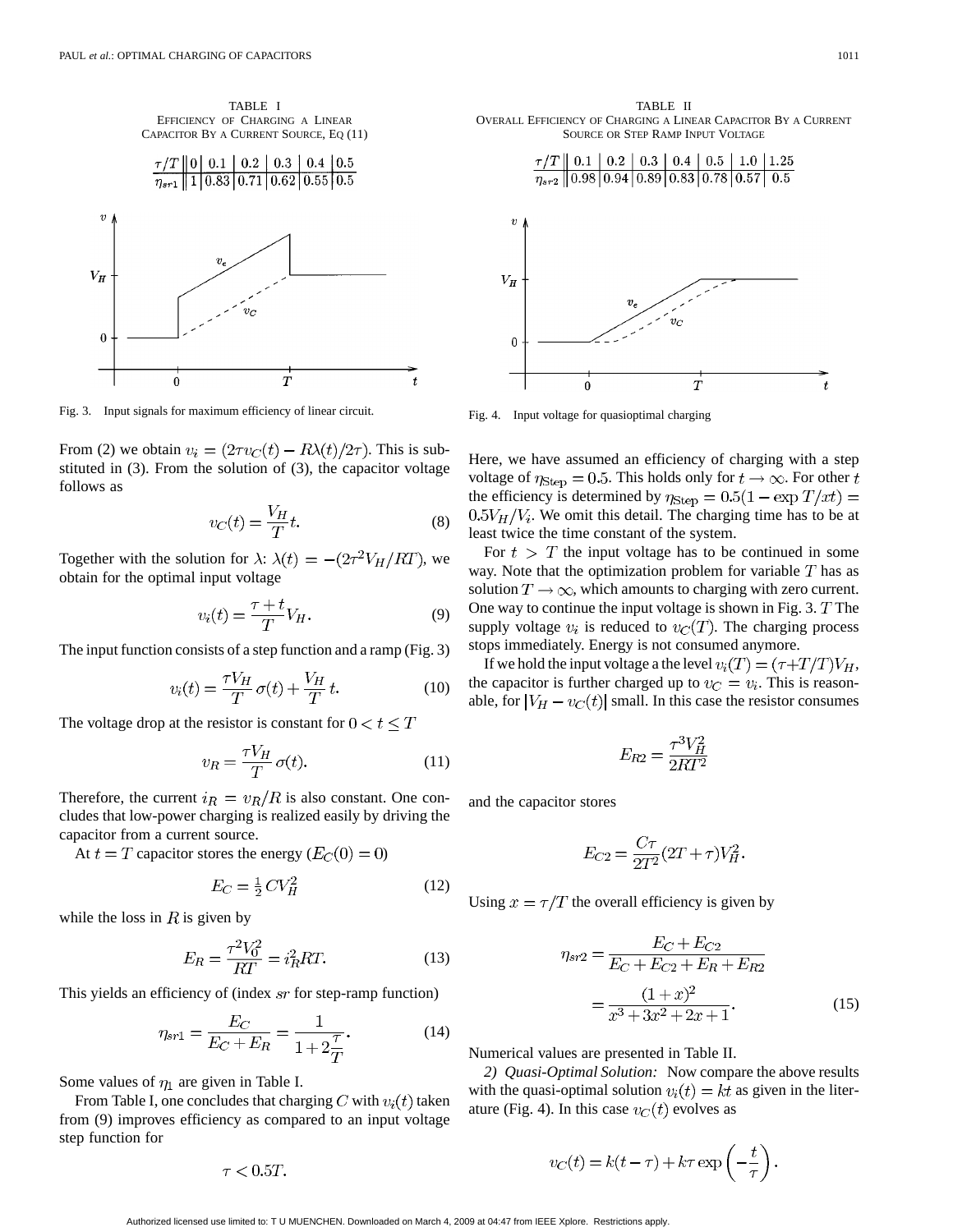TABLE I
EFFICIENCY OF CHARGING A LINEAR CAPACITOR BY A CURRENT SOURCE, EQ (11)

| $\tau/T$ | 0 | 0.1 | 0.2 | 0.3 | 0.4 | 0.5 |
|---|---|---|---|---|---|---|
| $\eta_{sr1}$ | 1 | 0.83 | 0.71 | 0.62 | 0.55 | 0.5 |

Fig. 3. Input signals for maximum efficiency of linear circuit.

From (2) we obtain $v_i = (2\tau v_C(t) - R\lambda(t)/2\tau)$. This is substituted in (3). From the solution of (3), the capacitor voltage follows as

$$v_C(t) = \frac{V_H}{T} t. \tag{8}$$

Together with the solution for $\lambda$: $\lambda(t) = -(2\tau^2 V_H/RT)$, we obtain for the optimal input voltage

$$v_i(t) = \frac{\tau + t}{T} V_H. \tag{9}$$

The input function consists of a step function and a ramp (Fig. 3)

$$v_i(t) = \frac{\tau V_H}{T}\,\sigma(t) + \frac{V_H}{T}\,t. \tag{10}$$

The voltage drop at the resistor is constant for $0 < t \leq T$

$$v_R = \frac{\tau V_H}{T}\,\sigma(t). \tag{11}$$

Therefore, the current $i_R = v_R/R$ is also constant. One concludes that low-power charging is realized easily by driving the capacitor from a current source.

At $t = T$ capacitor stores the energy ($E_C(0) = 0$)

$$E_C = \tfrac{1}{2} C V_H^2 \tag{12}$$

while the loss in $R$ is given by

$$E_R = \frac{\tau^2 V_0^2}{RT} = i_R^2 RT. \tag{13}$$

This yields an efficiency of (index $sr$ for step-ramp function)

$$\eta_{sr1} = \frac{E_C}{E_C + E_R} = \frac{1}{1 + 2\frac{\tau}{T}}. \tag{14}$$

Some values of $\eta_1$ are given in Table I.

From Table I, one concludes that charging $C$ with $v_i(t)$ taken from (9) improves efficiency as compared to an input voltage step function for

$$\tau < 0.5T.$$

TABLE II
OVERALL EFFICIENCY OF CHARGING A LINEAR CAPACITOR BY A CURRENT SOURCE OR STEP RAMP INPUT VOLTAGE

| $\tau/T$ | 0.1 | 0.2 | 0.3 | 0.4 | 0.5 | 1.0 | 1.25 |
|---|---|---|---|---|---|---|---|
| $\eta_{sr2}$ | 0.98 | 0.94 | 0.89 | 0.83 | 0.78 | 0.57 | 0.5 |

Fig. 4. Input voltage for quasioptimal charging

Here, we have assumed an efficiency of charging with a step voltage of $\eta_{\text{Step}} = 0.5$. This holds only for $t \to \infty$. For other $t$ the efficiency is determined by $\eta_{\text{Step}} = 0.5(1 - \exp T/xt) = 0.5 V_H/V_i$. We omit this detail. The charging time has to be at least twice the time constant of the system.

For $t > T$ the input voltage has to be continued in some way. Note that the optimization problem for variable $T$ has as solution $T \to \infty$, which amounts to charging with zero current. One way to continue the input voltage is shown in Fig. 3. $T$ The supply voltage $v_i$ is reduced to $v_C(T)$. The charging process stops immediately. Energy is not consumed anymore.

If we hold the input voltage a the level $v_i(T) = (\tau + T/T)V_H$, the capacitor is further charged up to $v_C = v_i$. This is reasonable, for $|V_H - v_C(t)|$ small. In this case the resistor consumes

$$E_{R2} = \frac{\tau^3 V_H^2}{2RT^2}$$

and the capacitor stores

$$E_{C2} = \frac{C\tau}{2T^2}(2T + \tau)V_H^2.$$

Using $x = \tau/T$ the overall efficiency is given by

$$\eta_{sr2} = \frac{E_C + E_{C2}}{E_C + E_{C2} + E_R + E_{R2}} = \frac{(1+x)^2}{x^3 + 3x^2 + 2x + 1}. \tag{15}$$

Numerical values are presented in Table II.

*2) Quasi-Optimal Solution:* Now compare the above results with the quasi-optimal solution $v_i(t) = kt$ as given in the literature (Fig. 4). In this case $v_C(t)$ evolves as

$$v_C(t) = k(t - \tau) + k\tau \exp\left(-\frac{t}{\tau}\right).$$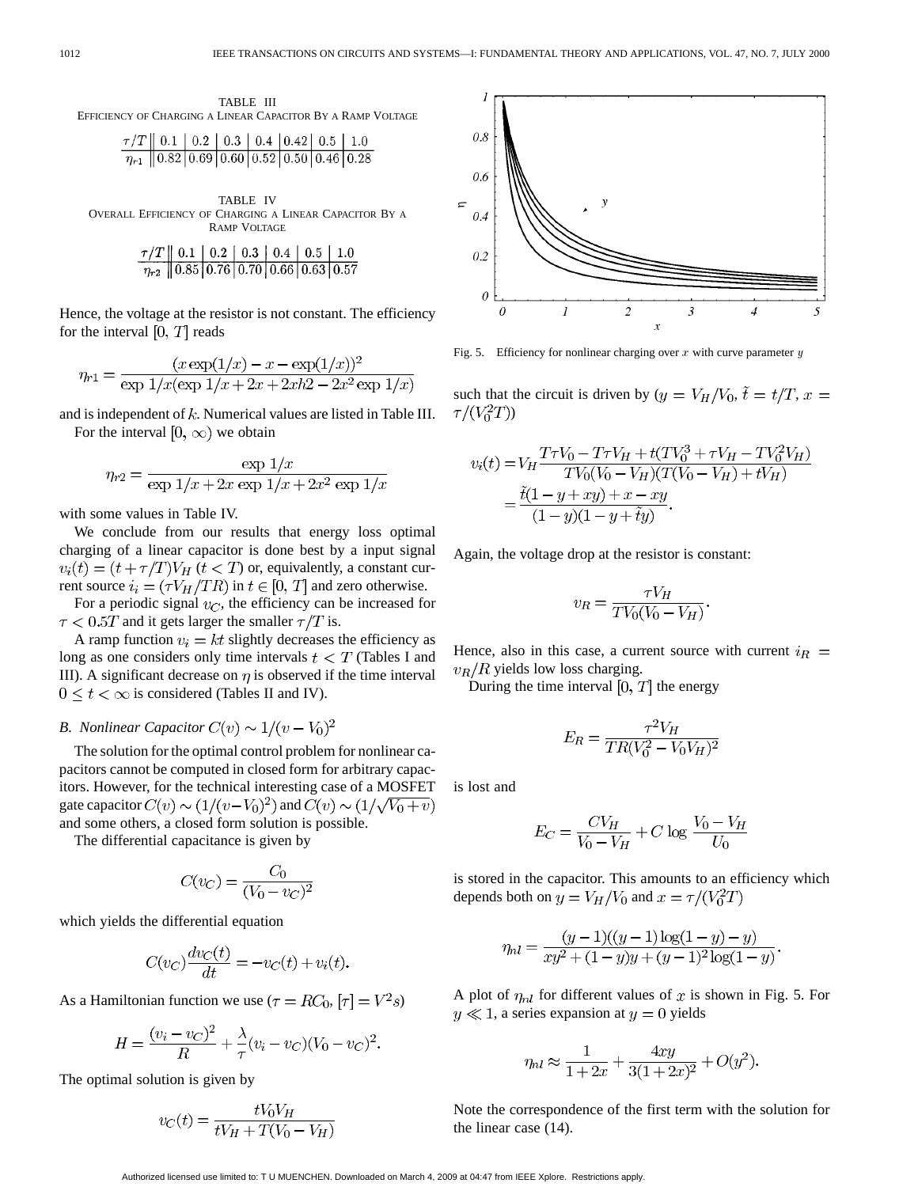TABLE III
EFFICIENCY OF CHARGING A LINEAR CAPACITOR BY A RAMP VOLTAGE

| $\tau/T$ | 0.1 | 0.2 | 0.3 | 0.4 | 0.42 | 0.5 | 1.0 |
|---|---|---|---|---|---|---|---|
| $\eta_{r1}$ | 0.82 | 0.69 | 0.60 | 0.52 | 0.50 | 0.46 | 0.28 |

TABLE IV
OVERALL EFFICIENCY OF CHARGING A LINEAR CAPACITOR BY A RAMP VOLTAGE

| $\tau/T$ | 0.1 | 0.2 | 0.3 | 0.4 | 0.5 | 1.0 |
|---|---|---|---|---|---|---|
| $\eta_{r2}$ | 0.85 | 0.76 | 0.70 | 0.66 | 0.63 | 0.57 |

Hence, the voltage at the resistor is not constant. The efficiency for the interval $[0, T]$ reads

$$\eta_{r1} = \frac{(x\exp(1/x) - x - \exp(1/x))^2}{\exp 1/x(\exp 1/x + 2x + 2xh2 - 2x^2 \exp 1/x)}$$

and is independent of $k$. Numerical values are listed in Table III.

For the interval $[0, \infty)$ we obtain

$$\eta_{r2} = \frac{\exp 1/x}{\exp 1/x + 2x\exp 1/x + 2x^2 \exp 1/x}$$

with some values in Table IV.

We conclude from our results that energy loss optimal charging of a linear capacitor is done best by a input signal $v_i(t) = (t + \tau/T)V_H$ $(t < T)$ or, equivalently, a constant current source $i_i = (\tau V_H/TR)$ in $t \in [0, T]$ and zero otherwise.

For a periodic signal $v_C$, the efficiency can be increased for $\tau < 0.5T$ and it gets larger the smaller $\tau/T$ is.

A ramp function $v_i = kt$ slightly decreases the efficiency as long as one considers only time intervals $t < T$ (Tables I and III). A significant decrease on $\eta$ is observed if the time interval $0 \leq t < \infty$ is considered (Tables II and IV).

### B. Nonlinear Capacitor $C(v) \sim 1/(v - V_0)^2$

The solution for the optimal control problem for nonlinear capacitors cannot be computed in closed form for arbitrary capacitors. However, for the technical interesting case of a MOSFET gate capacitor $C(v) \sim (1/(v - V_0)^2)$ and $C(v) \sim (1/\sqrt{V_0 + v})$ and some others, a closed form solution is possible.

The differential capacitance is given by

$$C(v_C) = \frac{C_0}{(V_0 - v_C)^2}$$

which yields the differential equation

$$C(v_C)\frac{dv_C(t)}{dt} = -v_C(t) + v_i(t).$$

As a Hamiltonian function we use ($\tau = RC_0$, $[\tau] = V^2 s$)

$$H = \frac{(v_i - v_C)^2}{R} + \frac{\lambda}{\tau}(v_i - v_C)(V_0 - v_C)^2.$$

The optimal solution is given by

$$v_C(t) = \frac{tV_0V_H}{tV_H + T(V_0 - V_H)}$$

Fig. 5. Efficiency for nonlinear charging over $x$ with curve parameter $y$

such that the circuit is driven by ($y = V_H/V_0$, $\tilde{t} = t/T$, $x = \tau/(V_0^2 T)$)

$$\begin{aligned} v_i(t) &= V_H \frac{T\tau V_0 - T\tau V_H + t(TV_0^3 + \tau V_H - TV_0^2 V_H)}{TV_0(V_0 - V_H)(T(V_0 - V_H) + tV_H)} \\ &= \frac{\tilde{t}(1 - y + xy) + x - xy}{(1 - y)(1 - y + \tilde{t}y)}. \end{aligned}$$

Again, the voltage drop at the resistor is constant:

$$v_R = \frac{\tau V_H}{TV_0(V_0 - V_H)}.$$

Hence, also in this case, a current source with current $i_R = v_R/R$ yields low loss charging.

During the time interval $[0, T]$ the energy

$$E_R = \frac{\tau^2 V_H}{TR(V_0^2 - V_0 V_H)^2}$$

is lost and

$$E_C = \frac{CV_H}{V_0 - V_H} + C\log\frac{V_0 - V_H}{U_0}$$

is stored in the capacitor. This amounts to an efficiency which depends both on $y = V_H/V_0$ and $x = \tau/(V_0^2 T)$

$$\eta_{nl} = \frac{(y-1)((y-1)\log(1-y) - y)}{xy^2 + (1-y)y + (y-1)^2\log(1-y)}.$$

A plot of $\eta_{nl}$ for different values of $x$ is shown in Fig. 5. For $y \ll 1$, a series expansion at $y = 0$ yields

$$\eta_{nl} \approx \frac{1}{1+2x} + \frac{4xy}{3(1+2x)^2} + O(y^2).$$

Note the correspondence of the first term with the solution for the linear case (14).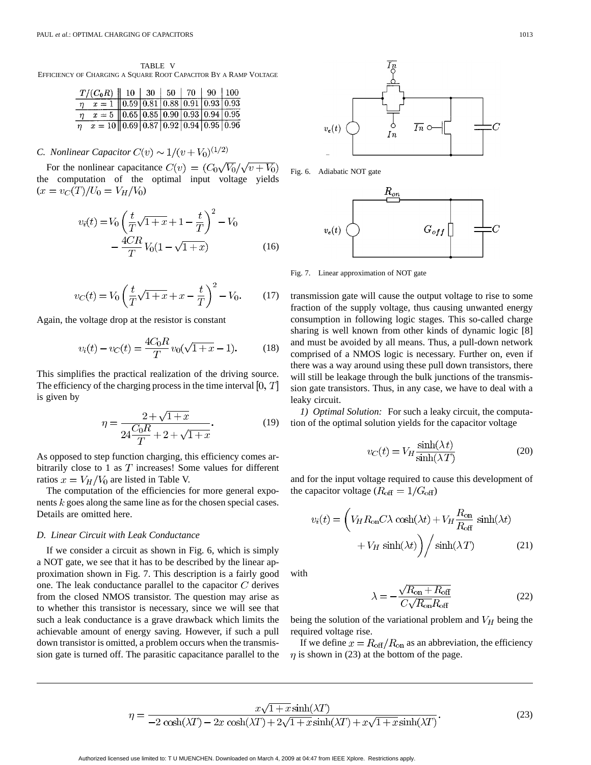TABLE V
EFFICIENCY OF CHARGING A SQUARE ROOT CAPACITOR BY A RAMP VOLTAGE

| $T/(C_0R)$ | 10 | 30 | 50 | 70 | 90 | 100 |
|---|---|---|---|---|---|---|
| $\eta \quad x=1$ | 0.59 | 0.81 | 0.88 | 0.91 | 0.93 | 0.93 |
| $\eta \quad x=5$ | 0.65 | 0.85 | 0.90 | 0.93 | 0.94 | 0.95 |
| $\eta \quad x=10$ | 0.69 | 0.87 | 0.92 | 0.94 | 0.95 | 0.96 |

### C. Nonlinear Capacitor $C(v) \sim 1/(v+V_0)^{(1/2)}$

For the nonlinear capacitance $C(v) = (C_0\sqrt{V_0}/\sqrt{v+V_0})$ the computation of the optimal input voltage yields $(x = v_C(T)/U_0 = V_H/V_0)$

$$v_i(t) = V_0\left(\frac{t}{T}\sqrt{1+x}+1-\frac{t}{T}\right)^2 - V_0 - \frac{4CR}{T}V_0(1-\sqrt{1+x}) \tag{16}$$

$$v_C(t) = V_0\left(\frac{t}{T}\sqrt{1+x}+x-\frac{t}{T}\right)^2 - V_0. \tag{17}$$

Again, the voltage drop at the resistor is constant

$$v_i(t) - v_C(t) = \frac{4C_0R}{T}v_0(\sqrt{1+x}-1). \tag{18}$$

This simplifies the practical realization of the driving source. The efficiency of the charging process in the time interval $[0, T]$ is given by

$$\eta = \frac{2+\sqrt{1+x}}{24\dfrac{C_0R}{T}+2+\sqrt{1+x}}. \tag{19}$$

As opposed to step function charging, this efficiency comes arbitrarily close to 1 as $T$ increases! Some values for different ratios $x = V_H/V_0$ are listed in Table V.

The computation of the efficiencies for more general exponents $k$ goes along the same line as for the chosen special cases. Details are omitted here.

### D. Linear Circuit with Leak Conductance

If we consider a circuit as shown in Fig. 6, which is simply a NOT gate, we see that it has to be described by the linear approximation shown in Fig. 7. This description is a fairly good one. The leak conductance parallel to the capacitor $C$ derives from the closed NMOS transistor. The question may arise as to whether this transistor is necessary, since we will see that such a leak conductance is a grave drawback which limits the achievable amount of energy saving. However, if such a pull down transistor is omitted, a problem occurs when the transmission gate is turned off. The parasitic capacitance parallel to the transmission gate will cause the output voltage to rise to some fraction of the supply voltage, thus causing unwanted energy consumption in following logic stages. This so-called charge sharing is well known from other kinds of dynamic logic [8] and must be avoided by all means. Thus, a pull-down network comprised of a NMOS logic is necessary. Further on, even if there was a way around using these pull down transistors, there will still be leakage through the bulk junctions of the transmission gate transistors. Thus, in any case, we have to deal with a leaky circuit.

Fig. 6. Adiabatic NOT gate

Fig. 7. Linear approximation of NOT gate

*1) Optimal Solution:* For such a leaky circuit, the computation of the optimal solution yields for the capacitor voltage

$$v_C(t) = V_H\frac{\sinh(\lambda t)}{\sinh(\lambda T)} \tag{20}$$

and for the input voltage required to cause this development of the capacitor voltage ($R_{\rm off} = 1/G_{\rm off}$)

$$v_i(t) = \left(V_H R_{\rm on} C\lambda\cosh(\lambda t) + V_H\frac{R_{\rm on}}{R_{\rm off}}\sinh(\lambda t) + V_H\sinh(\lambda t)\right)\Big/\sinh(\lambda T) \tag{21}$$

with

$$\lambda = -\frac{\sqrt{R_{\rm on}+R_{\rm off}}}{C\sqrt{R_{\rm on}}R_{\rm off}} \tag{22}$$

being the solution of the variational problem and $V_H$ being the required voltage rise.

If we define $x = R_{\rm off}/R_{\rm on}$ as an abbreviation, the efficiency $\eta$ is shown in (23) at the bottom of the page.

$$\eta = \frac{x\sqrt{1+x}\sinh(\lambda T)}{-2\cosh(\lambda T) - 2x\cosh(\lambda T) + 2\sqrt{1+x}\sinh(\lambda T) + x\sqrt{1+x}\sinh(\lambda T)}. \tag{23}$$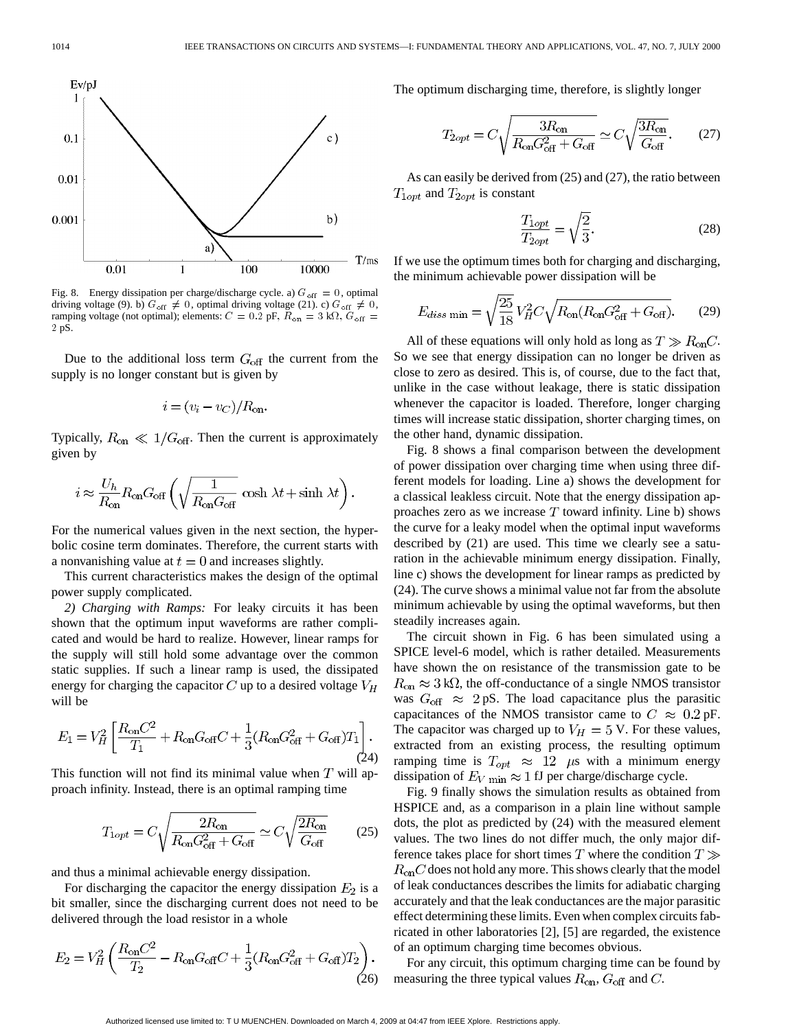Fig. 8. Energy dissipation per charge/discharge cycle. a) $G_{\rm off} = 0$, optimal driving voltage (9). b) $G_{\rm off} \neq 0$, optimal driving voltage (21). c) $G_{\rm off} \neq 0$, ramping voltage (not optimal); elements: $C = 0.2$ pF, $R_{\rm on} = 3$ k$\Omega$, $G_{\rm off} = 2$ pS.

Due to the additional loss term $G_{\rm off}$ the current from the supply is no longer constant but is given by

$$i = (v_i - v_C)/R_{\rm on}.$$

Typically, $R_{\rm on} \ll 1/G_{\rm off}$. Then the current is approximately given by

$$i \approx \frac{U_h}{R_{\rm on}} R_{\rm on} G_{\rm off} \left( \sqrt{\frac{1}{R_{\rm on} G_{\rm off}}} \cosh \lambda t + \sinh \lambda t \right).$$

For the numerical values given in the next section, the hyperbolic cosine term dominates. Therefore, the current starts with a nonvanishing value at $t = 0$ and increases slightly.

This current characteristics makes the design of the optimal power supply complicated.

*2) Charging with Ramps:* For leaky circuits it has been shown that the optimum input waveforms are rather complicated and would be hard to realize. However, linear ramps for the supply will still hold some advantage over the common static supplies. If such a linear ramp is used, the dissipated energy for charging the capacitor $C$ up to a desired voltage $V_H$ will be

$$E_1 = V_H^2 \left[ \frac{R_{\rm on} C^2}{T_1} + R_{\rm on} G_{\rm off} C + \frac{1}{3}(R_{\rm on} G_{\rm off}^2 + G_{\rm off}) T_1 \right]. \tag{24}$$

This function will not find its minimal value when $T$ will approach infinity. Instead, there is an optimal ramping time

$$T_{1opt} = C \sqrt{\frac{2R_{\rm on}}{R_{\rm on} G_{\rm off}^2 + G_{\rm off}}} \simeq C \sqrt{\frac{2R_{\rm on}}{G_{\rm off}}} \tag{25}$$

and thus a minimal achievable energy dissipation.

For discharging the capacitor the energy dissipation $E_2$ is a bit smaller, since the discharging current does not need to be delivered through the load resistor in a whole

$$E_2 = V_H^2 \left( \frac{R_{\rm on} C^2}{T_2} - R_{\rm on} G_{\rm off} C + \frac{1}{3}(R_{\rm on} G_{\rm off}^2 + G_{\rm off}) T_2 \right). \tag{26}$$

The optimum discharging time, therefore, is slightly longer

$$T_{2opt} = C \sqrt{\frac{3R_{\rm on}}{R_{\rm on} G_{\rm off}^2 + G_{\rm off}}} \simeq C \sqrt{\frac{3R_{\rm on}}{G_{\rm off}}}. \tag{27}$$

As can easily be derived from (25) and (27), the ratio between $T_{1opt}$ and $T_{2opt}$ is constant

$$\frac{T_{1opt}}{T_{2opt}} = \sqrt{\frac{2}{3}}. \tag{28}$$

If we use the optimum times both for charging and discharging, the minimum achievable power dissipation will be

$$E_{diss \min} = \sqrt{\frac{25}{18}} V_H^2 C \sqrt{R_{\rm on}(R_{\rm on} G_{\rm off}^2 + G_{\rm off})}. \tag{29}$$

All of these equations will only hold as long as $T \gg R_{\rm on} C$. So we see that energy dissipation can no longer be driven as close to zero as desired. This is, of course, due to the fact that, unlike in the case without leakage, there is static dissipation whenever the capacitor is loaded. Therefore, longer charging times will increase static dissipation, shorter charging times, on the other hand, dynamic dissipation.

Fig. 8 shows a final comparison between the development of power dissipation over charging time when using three different models for loading. Line a) shows the development for a classical leakless circuit. Note that the energy dissipation approaches zero as we increase $T$ toward infinity. Line b) shows the curve for a leaky model when the optimal input waveforms described by (21) are used. This time we clearly see a saturation in the achievable minimum energy dissipation. Finally, line c) shows the development for linear ramps as predicted by (24). The curve shows a minimal value not far from the absolute minimum achievable by using the optimal waveforms, but then steadily increases again.

The circuit shown in Fig. 6 has been simulated using a SPICE level-6 model, which is rather detailed. Measurements have shown the on resistance of the transmission gate to be $R_{\rm on} \approx 3\,\rm k\Omega$, the off-conductance of a single NMOS transistor was $G_{\rm off} \approx 2\,\rm pS$. The load capacitance plus the parasitic capacitances of the NMOS transistor came to $C \approx 0.2\,\rm pF$. The capacitor was charged up to $V_H = 5$ V. For these values, extracted from an existing process, the resulting optimum ramping time is $T_{opt} \approx 12\ \mu$s with a minimum energy dissipation of $E_{V \min} \approx 1$ fJ per charge/discharge cycle.

Fig. 9 finally shows the simulation results as obtained from HSPICE and, as a comparison in a plain line without sample dots, the plot as predicted by (24) with the measured element values. The two lines do not differ much, the only major difference takes place for short times $T$ where the condition $T \gg R_{\rm on} C$ does not hold any more. This shows clearly that the model of leak conductances describes the limits for adiabatic charging accurately and that the leak conductances are the major parasitic effect determining these limits. Even when complex circuits fabricated in other laboratories [2], [5] are regarded, the existence of an optimum charging time becomes obvious.

For any circuit, this optimum charging time can be found by measuring the three typical values $R_{\rm on}$, $G_{\rm off}$ and $C$.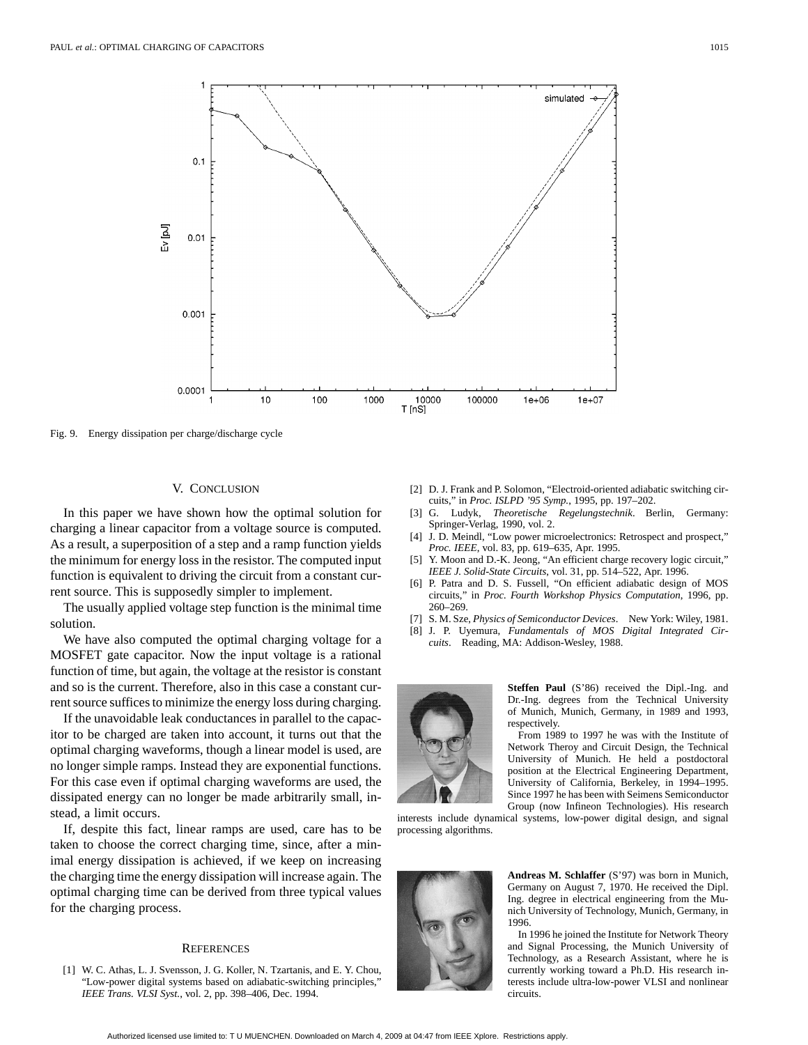Fig. 9. Energy dissipation per charge/discharge cycle

## V. Conclusion

In this paper we have shown how the optimal solution for charging a linear capacitor from a voltage source is computed. As a result, a superposition of a step and a ramp function yields the minimum for energy loss in the resistor. The computed input function is equivalent to driving the circuit from a constant current source. This is supposedly simpler to implement.

The usually applied voltage step function is the minimal time solution.

We have also computed the optimal charging voltage for a MOSFET gate capacitor. Now the input voltage is a rational function of time, but again, the voltage at the resistor is constant and so is the current. Therefore, also in this case a constant current source suffices to minimize the energy loss during charging.

If the unavoidable leak conductances in parallel to the capacitor to be charged are taken into account, it turns out that the optimal charging waveforms, though a linear model is used, are no longer simple ramps. Instead they are exponential functions. For this case even if optimal charging waveforms are used, the dissipated energy can no longer be made arbitrarily small, instead, a limit occurs.

If, despite this fact, linear ramps are used, care has to be taken to choose the correct charging time, since, after a minimal energy dissipation is achieved, if we keep on increasing the charging time the energy dissipation will increase again. The optimal charging time can be derived from three typical values for the charging process.

## References

[1] W. C. Athas, L. J. Svensson, J. G. Koller, N. Tzartanis, and E. Y. Chou, "Low-power digital systems based on adiabatic-switching principles," *IEEE Trans. VLSI Syst.*, vol. 2, pp. 398–406, Dec. 1994.

[2] D. J. Frank and P. Solomon, "Electroid-oriented adiabatic switching circuits," in *Proc. ISLPD '95 Symp.*, 1995, pp. 197–202.

[3] G. Ludyk, *Theoretische Regelungstechnik*. Berlin, Germany: Springer-Verlag, 1990, vol. 2.

[4] J. D. Meindl, "Low power microelectronics: Retrospect and prospect," *Proc. IEEE*, vol. 83, pp. 619–635, Apr. 1995.

[5] Y. Moon and D.-K. Jeong, "An efficient charge recovery logic circuit," *IEEE J. Solid-State Circuits*, vol. 31, pp. 514–522, Apr. 1996.

[6] P. Patra and D. S. Fussell, "On efficient adiabatic design of MOS circuits," in *Proc. Fourth Workshop Physics Computation*, 1996, pp. 260–269.

[7] S. M. Sze, *Physics of Semiconductor Devices*. New York: Wiley, 1981.

[8] J. P. Uyemura, *Fundamentals of MOS Digital Integrated Circuits*. Reading, MA: Addison-Wesley, 1988.

**Steffen Paul** (S'86) received the Dipl.-Ing. and Dr.-Ing. degrees from the Technical University of Munich, Munich, Germany, in 1989 and 1993, respectively.

From 1989 to 1997 he was with the Institute of Network Theroy and Circuit Design, the Technical University of Munich. He held a postdoctoral position at the Electrical Engineering Department, University of California, Berkeley, in 1994–1995. Since 1997 he has been with Seimens Semiconductor Group (now Infineon Technologies). His research interests include dynamical systems, low-power digital design, and signal processing algorithms.

**Andreas M. Schlaffer** (S'97) was born in Munich, Germany on August 7, 1970. He received the Dipl. Ing. degree in electrical engineering from the Munich University of Technology, Munich, Germany, in 1996.

In 1996 he joined the Institute for Network Theory and Signal Processing, the Munich University of Technology, as a Research Assistant, where he is currently working toward a Ph.D. His research interests include ultra-low-power VLSI and nonlinear circuits.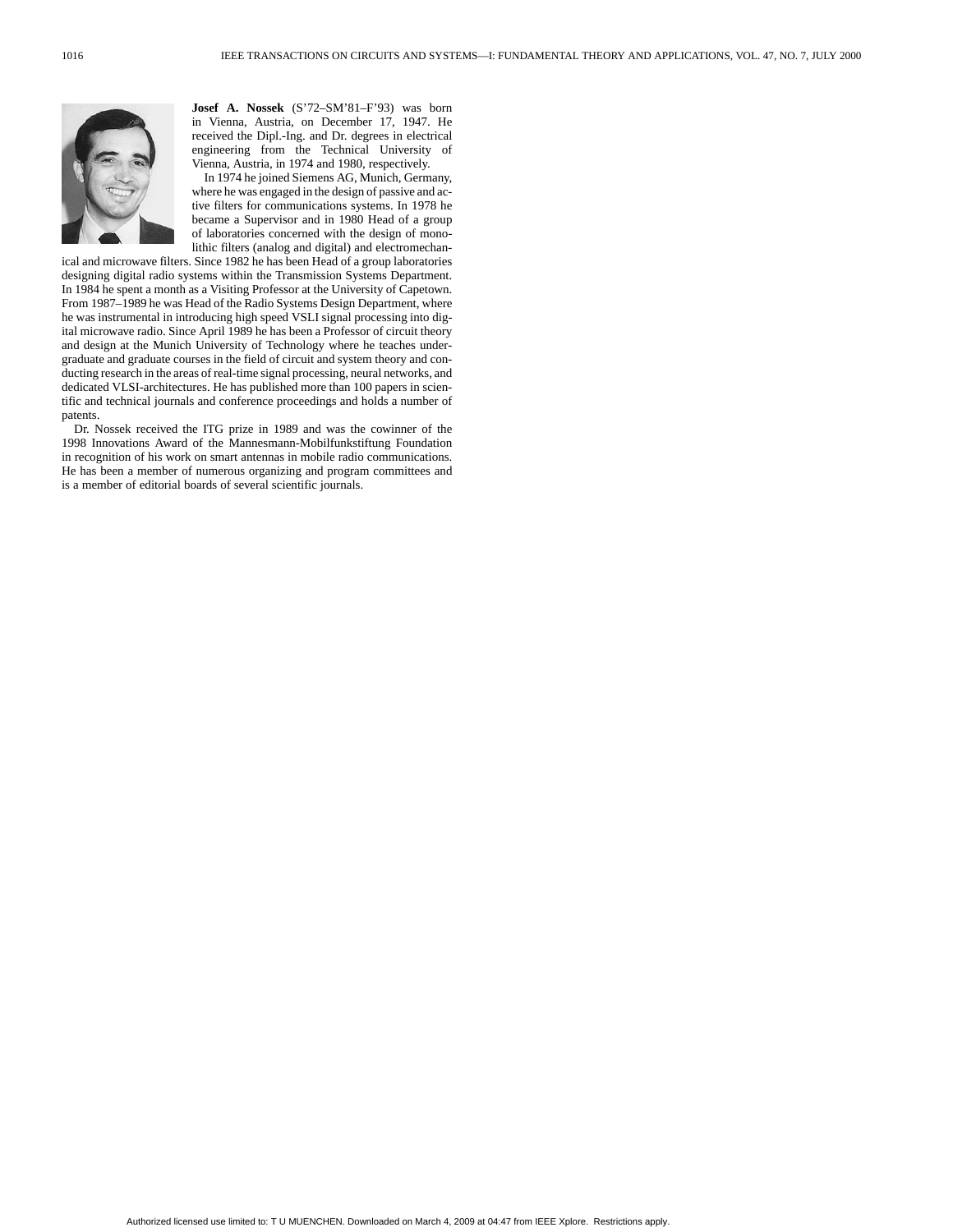**Josef A. Nossek** (S'72–SM'81–F'93) was born in Vienna, Austria, on December 17, 1947. He received the Dipl.-Ing. and Dr. degrees in electrical engineering from the Technical University of Vienna, Austria, in 1974 and 1980, respectively.

In 1974 he joined Siemens AG, Munich, Germany, where he was engaged in the design of passive and active filters for communications systems. In 1978 he became a Supervisor and in 1980 Head of a group of laboratories concerned with the design of monolithic filters (analog and digital) and electromechanical and microwave filters. Since 1982 he has been Head of a group laboratories designing digital radio systems within the Transmission Systems Department. In 1984 he spent a month as a Visiting Professor at the University of Capetown. From 1987–1989 he was Head of the Radio Systems Design Department, where he was instrumental in introducing high speed VSLI signal processing into digital microwave radio. Since April 1989 he has been a Professor of circuit theory and design at the Munich University of Technology where he teaches undergraduate and graduate courses in the field of circuit and system theory and conducting research in the areas of real-time signal processing, neural networks, and dedicated VLSI-architectures. He has published more than 100 papers in scientific and technical journals and conference proceedings and holds a number of patents.

Dr. Nossek received the ITG prize in 1989 and was the cowinner of the 1998 Innovations Award of the Mannesmann-Mobilfunkstiftung Foundation in recognition of his work on smart antennas in mobile radio communications. He has been a member of numerous organizing and program committees and is a member of editorial boards of several scientific journals.